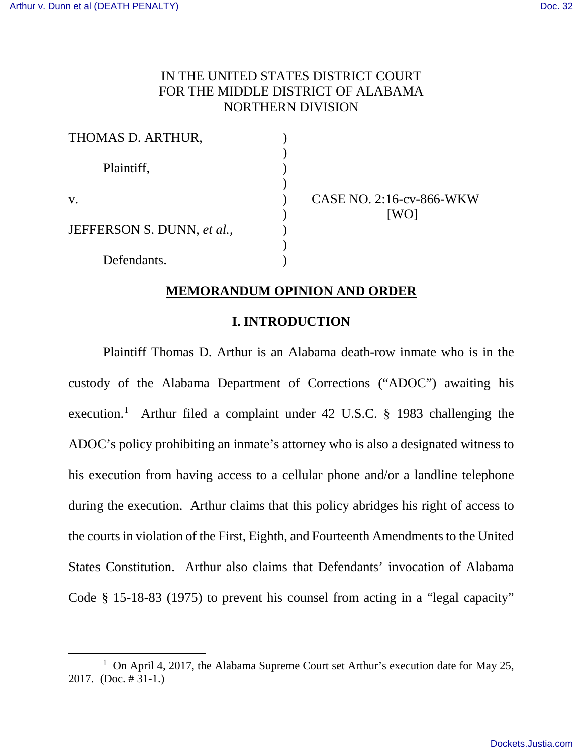IN THE UNITED STATES DISTRICT COURT
FOR THE MIDDLE DISTRICT OF ALABAMA
NORTHERN DIVISION

THOMAS D. ARTHUR,

Plaintiff,

v.

JEFFERSON S. DUNN, *et al.*,

Defendants.

CASE NO. 2:16-cv-866-WKW
[WO]

## MEMORANDUM OPINION AND ORDER

### I. INTRODUCTION

Plaintiff Thomas D. Arthur is an Alabama death-row inmate who is in the custody of the Alabama Department of Corrections ("ADOC") awaiting his execution.[1] Arthur filed a complaint under 42 U.S.C. § 1983 challenging the ADOC's policy prohibiting an inmate's attorney who is also a designated witness to his execution from having access to a cellular phone and/or a landline telephone during the execution. Arthur claims that this policy abridges his right of access to the courts in violation of the First, Eighth, and Fourteenth Amendments to the United States Constitution. Arthur also claims that Defendants' invocation of Alabama Code § 15-18-83 (1975) to prevent his counsel from acting in a "legal capacity"

[1] On April 4, 2017, the Alabama Supreme Court set Arthur's execution date for May 25, 2017. (Doc. # 31-1.)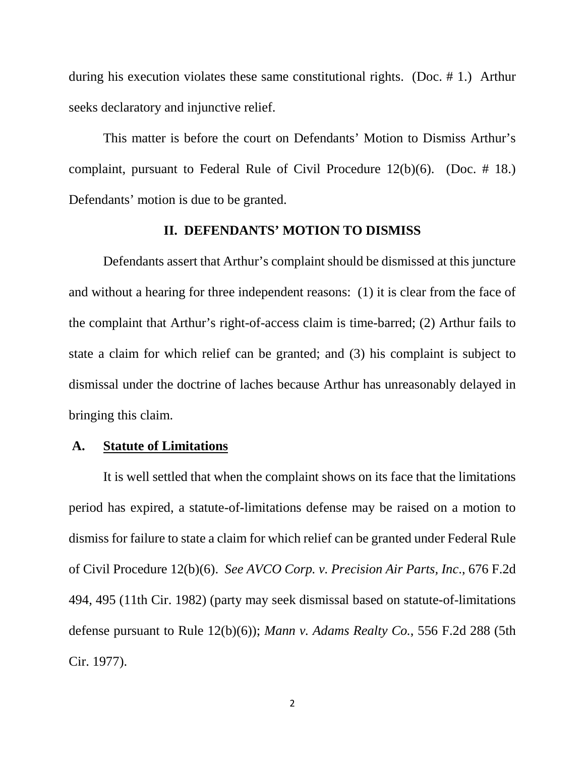during his execution violates these same constitutional rights. (Doc. # 1.) Arthur seeks declaratory and injunctive relief.

This matter is before the court on Defendants' Motion to Dismiss Arthur's complaint, pursuant to Federal Rule of Civil Procedure 12(b)(6). (Doc. # 18.) Defendants' motion is due to be granted.

## II. DEFENDANTS' MOTION TO DISMISS

Defendants assert that Arthur's complaint should be dismissed at this juncture and without a hearing for three independent reasons: (1) it is clear from the face of the complaint that Arthur's right-of-access claim is time-barred; (2) Arthur fails to state a claim for which relief can be granted; and (3) his complaint is subject to dismissal under the doctrine of laches because Arthur has unreasonably delayed in bringing this claim.

### A. Statute of Limitations

It is well settled that when the complaint shows on its face that the limitations period has expired, a statute-of-limitations defense may be raised on a motion to dismiss for failure to state a claim for which relief can be granted under Federal Rule of Civil Procedure 12(b)(6). *See AVCO Corp. v. Precision Air Parts, Inc.*, 676 F.2d 494, 495 (11th Cir. 1982) (party may seek dismissal based on statute-of-limitations defense pursuant to Rule 12(b)(6)); *Mann v. Adams Realty Co.*, 556 F.2d 288 (5th Cir. 1977).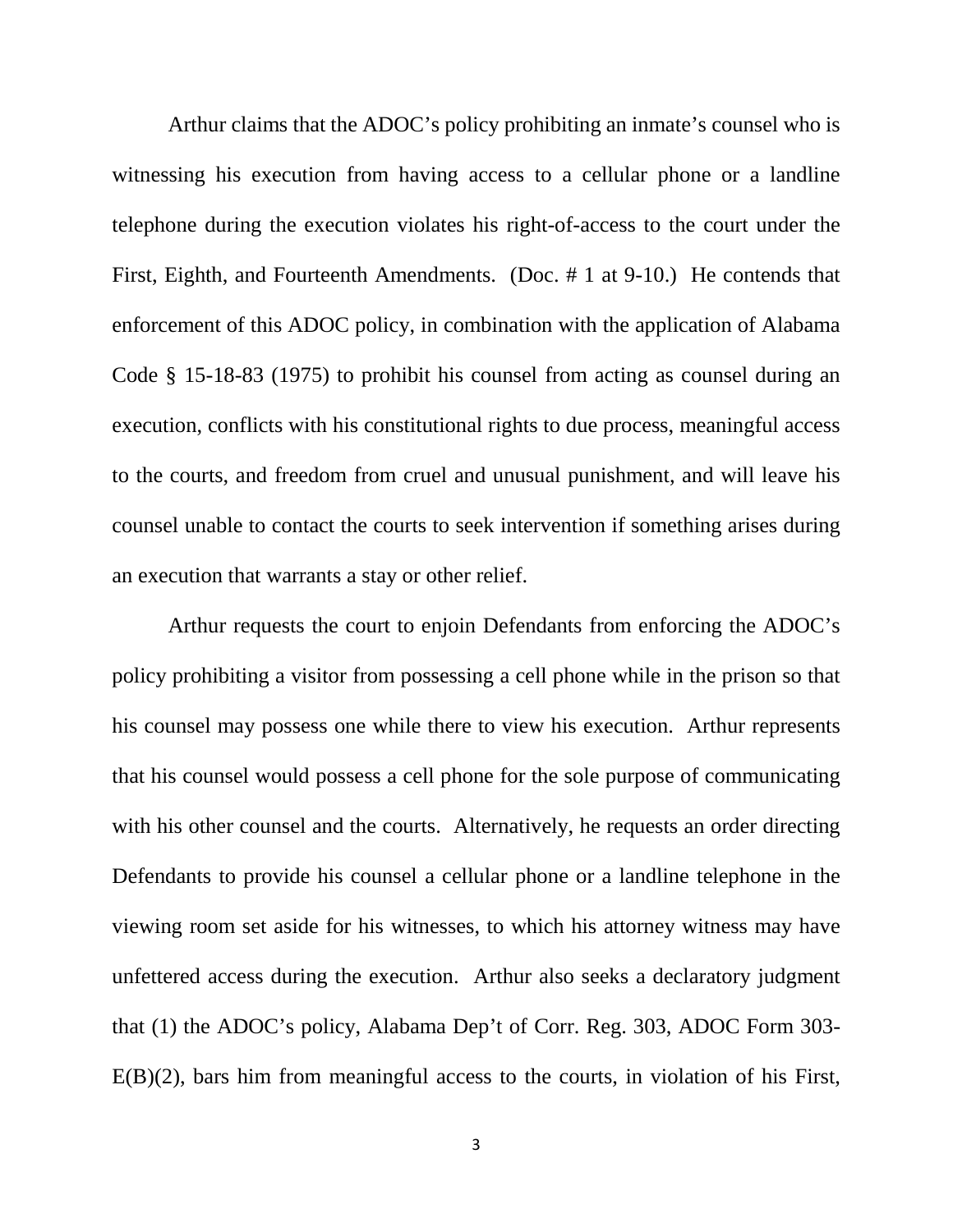Arthur claims that the ADOC's policy prohibiting an inmate's counsel who is witnessing his execution from having access to a cellular phone or a landline telephone during the execution violates his right-of-access to the court under the First, Eighth, and Fourteenth Amendments. (Doc. # 1 at 9-10.) He contends that enforcement of this ADOC policy, in combination with the application of Alabama Code § 15-18-83 (1975) to prohibit his counsel from acting as counsel during an execution, conflicts with his constitutional rights to due process, meaningful access to the courts, and freedom from cruel and unusual punishment, and will leave his counsel unable to contact the courts to seek intervention if something arises during an execution that warrants a stay or other relief.

Arthur requests the court to enjoin Defendants from enforcing the ADOC's policy prohibiting a visitor from possessing a cell phone while in the prison so that his counsel may possess one while there to view his execution. Arthur represents that his counsel would possess a cell phone for the sole purpose of communicating with his other counsel and the courts. Alternatively, he requests an order directing Defendants to provide his counsel a cellular phone or a landline telephone in the viewing room set aside for his witnesses, to which his attorney witness may have unfettered access during the execution. Arthur also seeks a declaratory judgment that (1) the ADOC's policy, Alabama Dep't of Corr. Reg. 303, ADOC Form 303-E(B)(2), bars him from meaningful access to the courts, in violation of his First,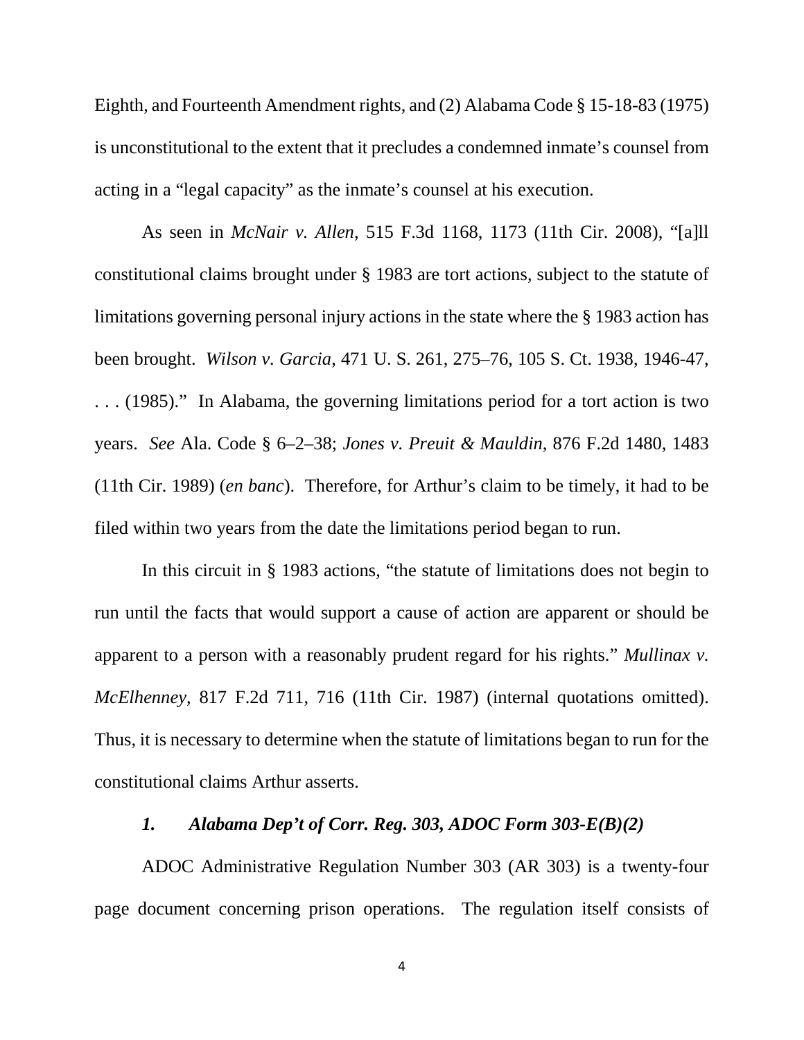Eighth, and Fourteenth Amendment rights, and (2) Alabama Code § 15-18-83 (1975) is unconstitutional to the extent that it precludes a condemned inmate's counsel from acting in a "legal capacity" as the inmate's counsel at his execution.

As seen in *McNair v. Allen*, 515 F.3d 1168, 1173 (11th Cir. 2008), "[a]ll constitutional claims brought under § 1983 are tort actions, subject to the statute of limitations governing personal injury actions in the state where the § 1983 action has been brought. *Wilson v. Garcia*, 471 U. S. 261, 275–76, 105 S. Ct. 1938, 1946-47, . . . (1985)." In Alabama, the governing limitations period for a tort action is two years. *See* Ala. Code § 6–2–38; *Jones v. Preuit & Mauldin*, 876 F.2d 1480, 1483 (11th Cir. 1989) (*en banc*). Therefore, for Arthur's claim to be timely, it had to be filed within two years from the date the limitations period began to run.

In this circuit in § 1983 actions, "the statute of limitations does not begin to run until the facts that would support a cause of action are apparent or should be apparent to a person with a reasonably prudent regard for his rights." *Mullinax v. McElhenney*, 817 F.2d 711, 716 (11th Cir. 1987) (internal quotations omitted). Thus, it is necessary to determine when the statute of limitations began to run for the constitutional claims Arthur asserts.

### *1. Alabama Dep't of Corr. Reg. 303, ADOC Form 303-E(B)(2)*

ADOC Administrative Regulation Number 303 (AR 303) is a twenty-four page document concerning prison operations. The regulation itself consists of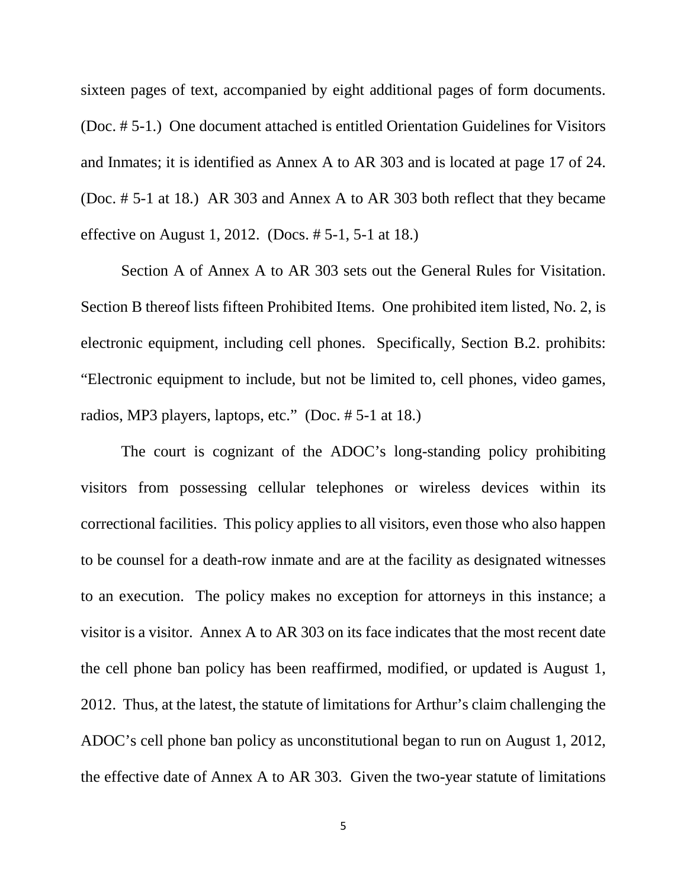sixteen pages of text, accompanied by eight additional pages of form documents. (Doc. # 5-1.) One document attached is entitled Orientation Guidelines for Visitors and Inmates; it is identified as Annex A to AR 303 and is located at page 17 of 24. (Doc. # 5-1 at 18.) AR 303 and Annex A to AR 303 both reflect that they became effective on August 1, 2012. (Docs. # 5-1, 5-1 at 18.)

Section A of Annex A to AR 303 sets out the General Rules for Visitation. Section B thereof lists fifteen Prohibited Items. One prohibited item listed, No. 2, is electronic equipment, including cell phones. Specifically, Section B.2. prohibits: "Electronic equipment to include, but not be limited to, cell phones, video games, radios, MP3 players, laptops, etc." (Doc. # 5-1 at 18.)

The court is cognizant of the ADOC's long-standing policy prohibiting visitors from possessing cellular telephones or wireless devices within its correctional facilities. This policy applies to all visitors, even those who also happen to be counsel for a death-row inmate and are at the facility as designated witnesses to an execution. The policy makes no exception for attorneys in this instance; a visitor is a visitor. Annex A to AR 303 on its face indicates that the most recent date the cell phone ban policy has been reaffirmed, modified, or updated is August 1, 2012. Thus, at the latest, the statute of limitations for Arthur's claim challenging the ADOC's cell phone ban policy as unconstitutional began to run on August 1, 2012, the effective date of Annex A to AR 303. Given the two-year statute of limitations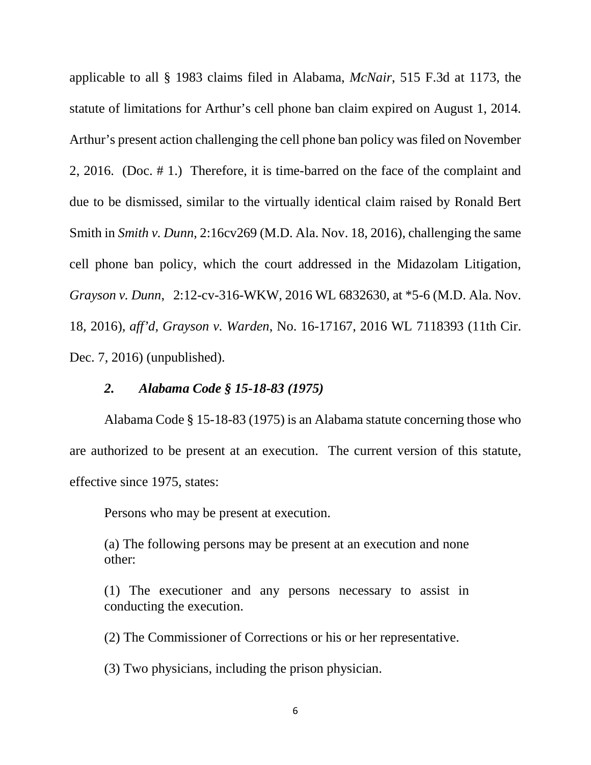applicable to all § 1983 claims filed in Alabama, *McNair*, 515 F.3d at 1173, the statute of limitations for Arthur's cell phone ban claim expired on August 1, 2014. Arthur's present action challenging the cell phone ban policy was filed on November 2, 2016. (Doc. # 1.) Therefore, it is time-barred on the face of the complaint and due to be dismissed, similar to the virtually identical claim raised by Ronald Bert Smith in *Smith v. Dunn*, 2:16cv269 (M.D. Ala. Nov. 18, 2016), challenging the same cell phone ban policy, which the court addressed in the Midazolam Litigation, *Grayson v. Dunn*, 2:12-cv-316-WKW, 2016 WL 6832630, at *5-6 (M.D. Ala. Nov. 18, 2016), *aff'd*, *Grayson v. Warden*, No. 16-17167, 2016 WL 7118393 (11th Cir. Dec. 7, 2016) (unpublished).

### *2. Alabama Code § 15-18-83 (1975)*

Alabama Code § 15-18-83 (1975) is an Alabama statute concerning those who are authorized to be present at an execution. The current version of this statute, effective since 1975, states:

> Persons who may be present at execution.
>
> (a) The following persons may be present at an execution and none other:
>
> (1) The executioner and any persons necessary to assist in conducting the execution.
>
> (2) The Commissioner of Corrections or his or her representative.
>
> (3) Two physicians, including the prison physician.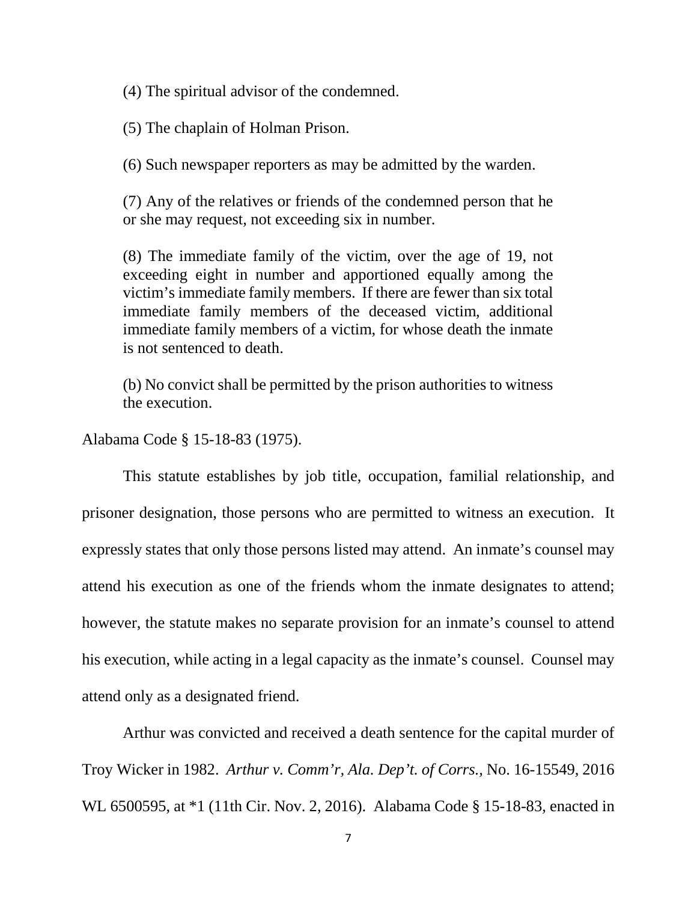> (4) The spiritual advisor of the condemned.
>
> (5) The chaplain of Holman Prison.
>
> (6) Such newspaper reporters as may be admitted by the warden.
>
> (7) Any of the relatives or friends of the condemned person that he or she may request, not exceeding six in number.
>
> (8) The immediate family of the victim, over the age of 19, not exceeding eight in number and apportioned equally among the victim's immediate family members. If there are fewer than six total immediate family members of the deceased victim, additional immediate family members of a victim, for whose death the inmate is not sentenced to death.
>
> (b) No convict shall be permitted by the prison authorities to witness the execution.

Alabama Code § 15-18-83 (1975).

This statute establishes by job title, occupation, familial relationship, and prisoner designation, those persons who are permitted to witness an execution. It expressly states that only those persons listed may attend. An inmate's counsel may attend his execution as one of the friends whom the inmate designates to attend; however, the statute makes no separate provision for an inmate's counsel to attend his execution, while acting in a legal capacity as the inmate's counsel. Counsel may attend only as a designated friend.

Arthur was convicted and received a death sentence for the capital murder of Troy Wicker in 1982. *Arthur v. Comm'r, Ala. Dep't. of Corrs.*, No. 16-15549, 2016 WL 6500595, at *1 (11th Cir. Nov. 2, 2016). Alabama Code § 15-18-83, enacted in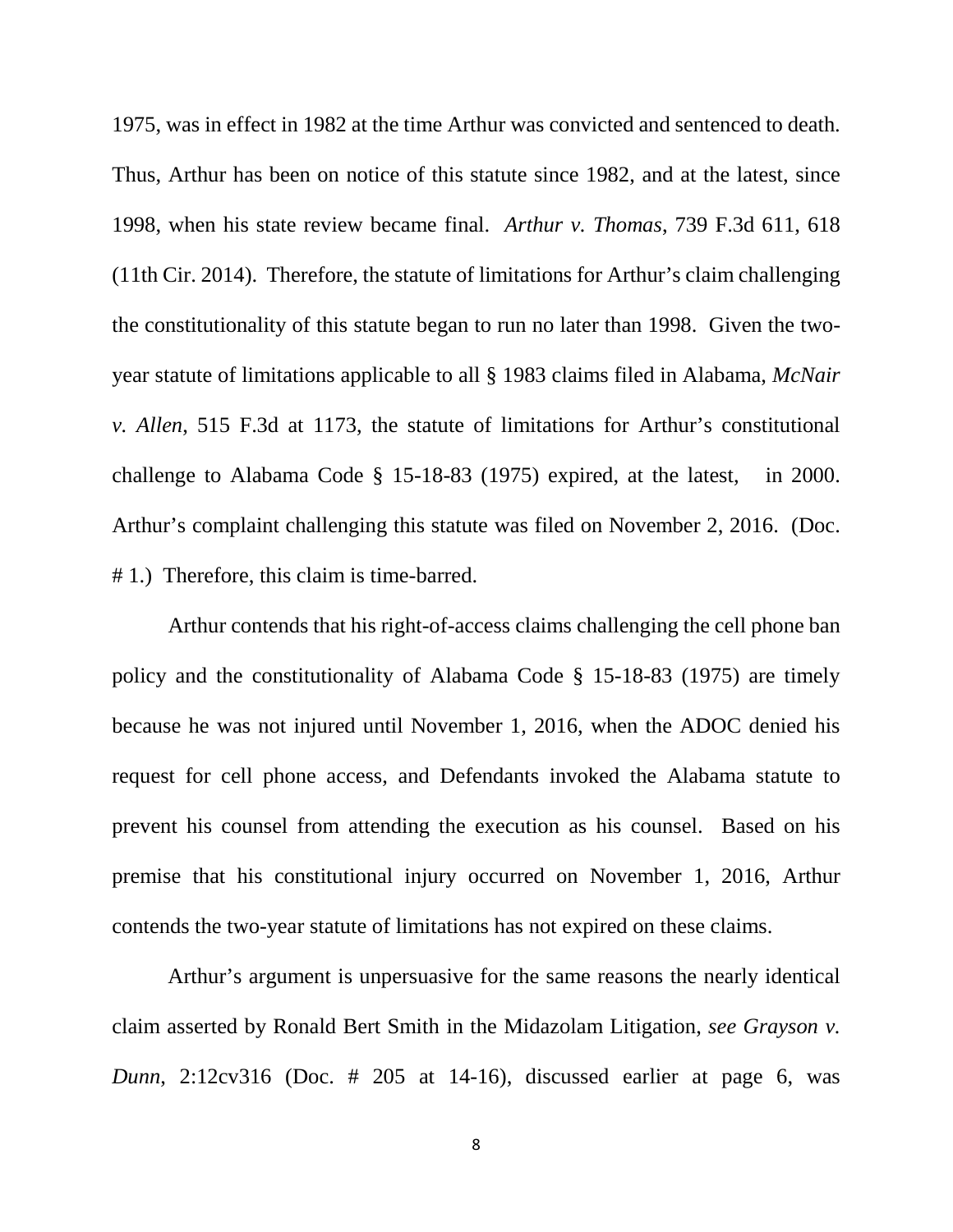1975, was in effect in 1982 at the time Arthur was convicted and sentenced to death. Thus, Arthur has been on notice of this statute since 1982, and at the latest, since 1998, when his state review became final. *Arthur v. Thomas*, 739 F.3d 611, 618 (11th Cir. 2014). Therefore, the statute of limitations for Arthur's claim challenging the constitutionality of this statute began to run no later than 1998. Given the two-year statute of limitations applicable to all § 1983 claims filed in Alabama, *McNair v. Allen*, 515 F.3d at 1173, the statute of limitations for Arthur's constitutional challenge to Alabama Code § 15-18-83 (1975) expired, at the latest, in 2000. Arthur's complaint challenging this statute was filed on November 2, 2016. (Doc. # 1.) Therefore, this claim is time-barred.

Arthur contends that his right-of-access claims challenging the cell phone ban policy and the constitutionality of Alabama Code § 15-18-83 (1975) are timely because he was not injured until November 1, 2016, when the ADOC denied his request for cell phone access, and Defendants invoked the Alabama statute to prevent his counsel from attending the execution as his counsel. Based on his premise that his constitutional injury occurred on November 1, 2016, Arthur contends the two-year statute of limitations has not expired on these claims.

Arthur's argument is unpersuasive for the same reasons the nearly identical claim asserted by Ronald Bert Smith in the Midazolam Litigation, *see Grayson v. Dunn*, 2:12cv316 (Doc. # 205 at 14-16), discussed earlier at page 6, was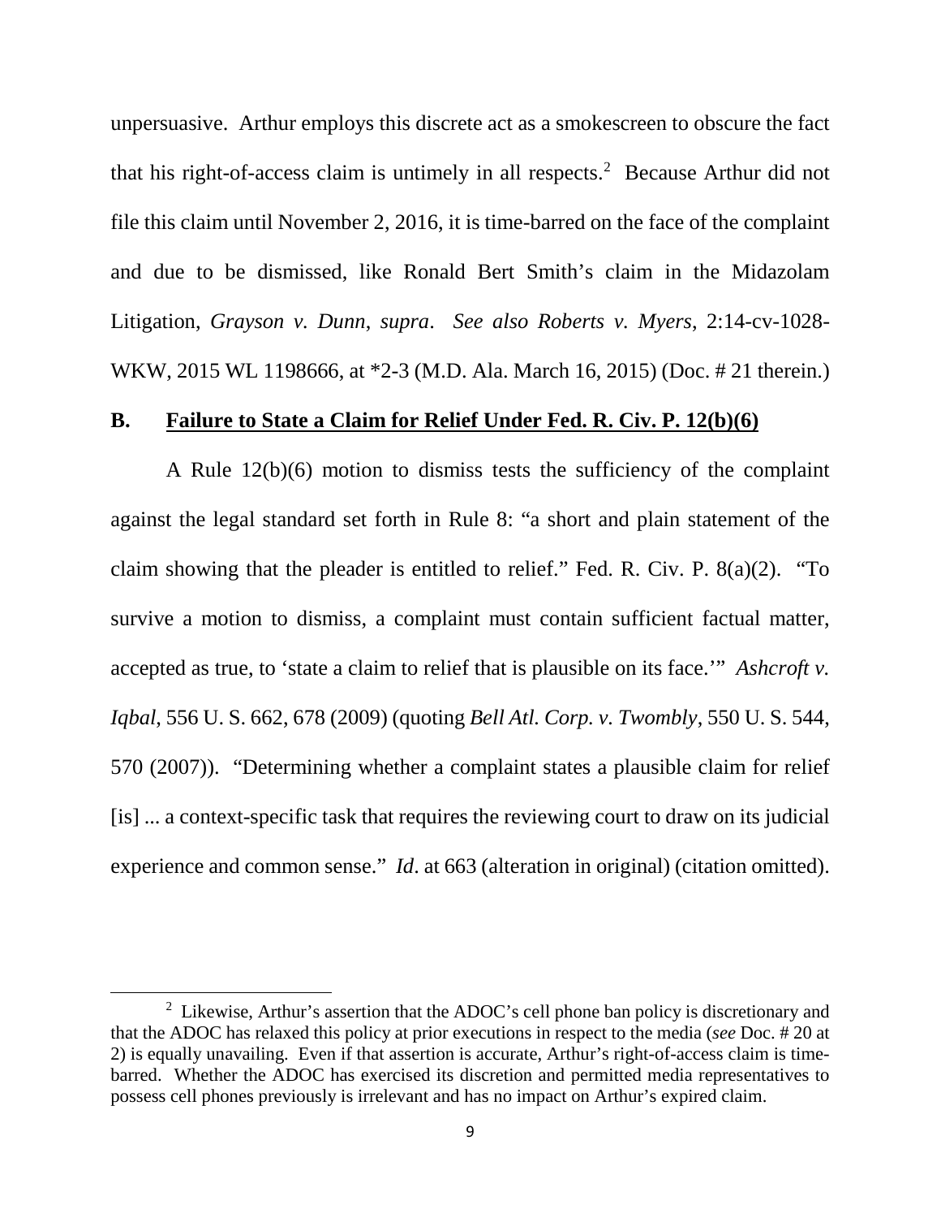unpersuasive. Arthur employs this discrete act as a smokescreen to obscure the fact that his right-of-access claim is untimely in all respects.[2] Because Arthur did not file this claim until November 2, 2016, it is time-barred on the face of the complaint and due to be dismissed, like Ronald Bert Smith's claim in the Midazolam Litigation, *Grayson v. Dunn*, *supra*. *See also Roberts v. Myers*, 2:14-cv-1028-WKW, 2015 WL 1198666, at *2-3 (M.D. Ala. March 16, 2015) (Doc. # 21 therein.)

## B. <u>Failure to State a Claim for Relief Under Fed. R. Civ. P. 12(b)(6)</u>

A Rule 12(b)(6) motion to dismiss tests the sufficiency of the complaint against the legal standard set forth in Rule 8: "a short and plain statement of the claim showing that the pleader is entitled to relief." Fed. R. Civ. P. 8(a)(2). "To survive a motion to dismiss, a complaint must contain sufficient factual matter, accepted as true, to 'state a claim to relief that is plausible on its face.'" *Ashcroft v. Iqbal*, 556 U. S. 662, 678 (2009) (quoting *Bell Atl. Corp. v. Twombly*, 550 U. S. 544, 570 (2007)). "Determining whether a complaint states a plausible claim for relief [is] ... a context-specific task that requires the reviewing court to draw on its judicial experience and common sense." *Id*. at 663 (alteration in original) (citation omitted).

[2] Likewise, Arthur's assertion that the ADOC's cell phone ban policy is discretionary and that the ADOC has relaxed this policy at prior executions in respect to the media (*see* Doc. # 20 at 2) is equally unavailing. Even if that assertion is accurate, Arthur's right-of-access claim is time-barred. Whether the ADOC has exercised its discretion and permitted media representatives to possess cell phones previously is irrelevant and has no impact on Arthur's expired claim.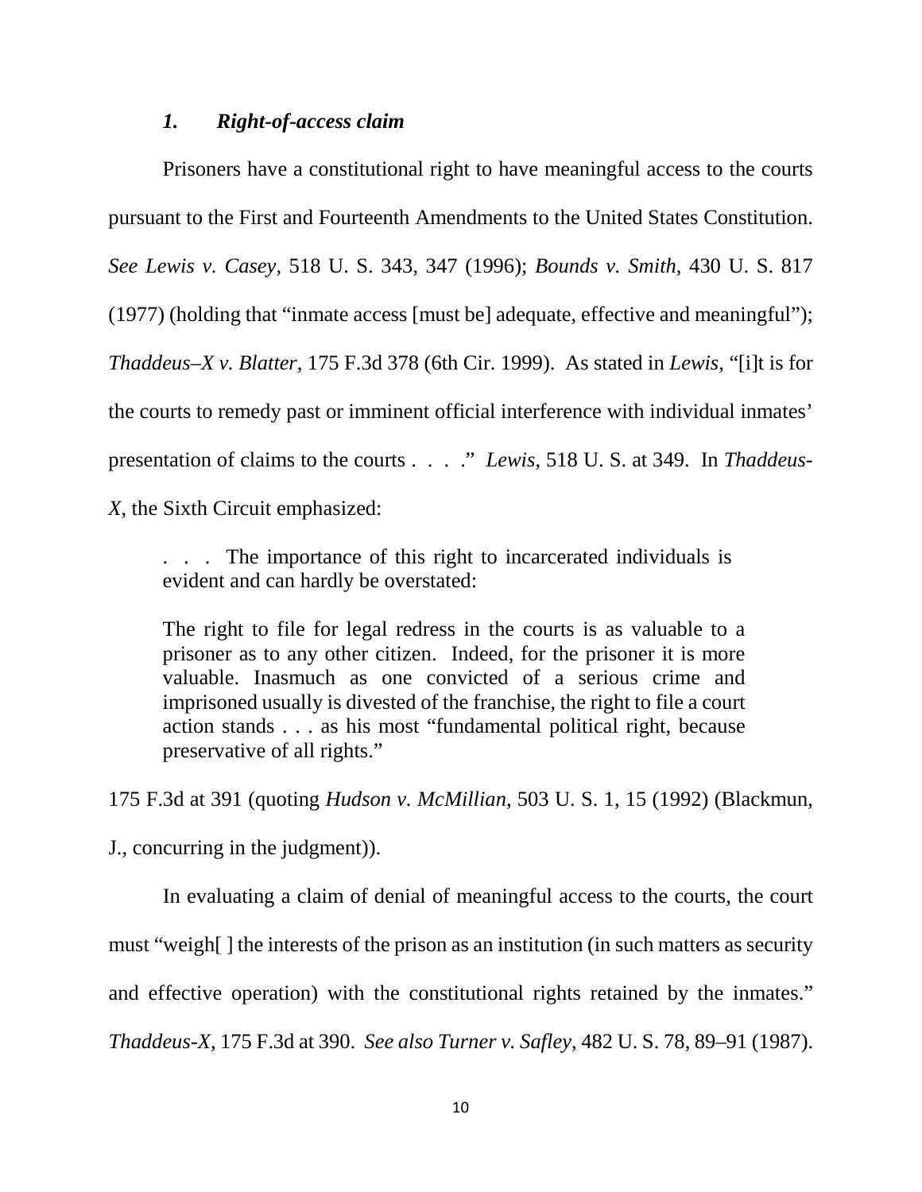### *1. Right-of-access claim*

Prisoners have a constitutional right to have meaningful access to the courts pursuant to the First and Fourteenth Amendments to the United States Constitution. *See Lewis v. Casey*, 518 U. S. 343, 347 (1996); *Bounds v. Smith*, 430 U. S. 817 (1977) (holding that "inmate access [must be] adequate, effective and meaningful"); *Thaddeus–X v. Blatter*, 175 F.3d 378 (6th Cir. 1999). As stated in *Lewis*, "[i]t is for the courts to remedy past or imminent official interference with individual inmates' presentation of claims to the courts . . . ." *Lewis*, 518 U. S. at 349. In *Thaddeus-X*, the Sixth Circuit emphasized:

> . . . The importance of this right to incarcerated individuals is evident and can hardly be overstated:
>
> The right to file for legal redress in the courts is as valuable to a prisoner as to any other citizen. Indeed, for the prisoner it is more valuable. Inasmuch as one convicted of a serious crime and imprisoned usually is divested of the franchise, the right to file a court action stands . . . as his most "fundamental political right, because preservative of all rights."

175 F.3d at 391 (quoting *Hudson v. McMillian*, 503 U. S. 1, 15 (1992) (Blackmun, J., concurring in the judgment)).

In evaluating a claim of denial of meaningful access to the courts, the court must "weigh[ ] the interests of the prison as an institution (in such matters as security and effective operation) with the constitutional rights retained by the inmates." *Thaddeus-X*, 175 F.3d at 390. *See also Turner v. Safley*, 482 U. S. 78, 89–91 (1987).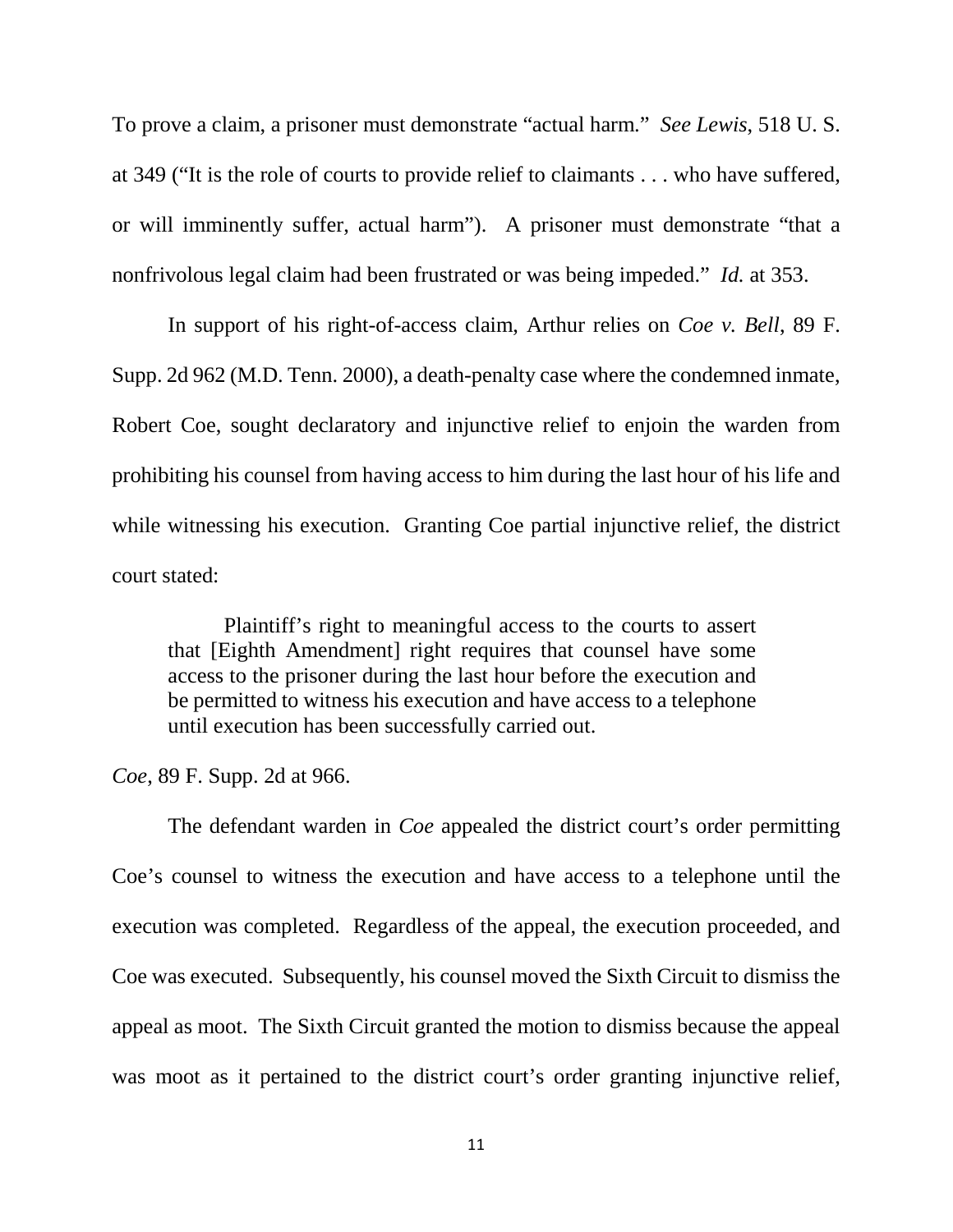To prove a claim, a prisoner must demonstrate "actual harm." *See Lewis*, 518 U. S. at 349 ("It is the role of courts to provide relief to claimants . . . who have suffered, or will imminently suffer, actual harm"). A prisoner must demonstrate "that a nonfrivolous legal claim had been frustrated or was being impeded." *Id.* at 353.

In support of his right-of-access claim, Arthur relies on *Coe v. Bell*, 89 F. Supp. 2d 962 (M.D. Tenn. 2000), a death-penalty case where the condemned inmate, Robert Coe, sought declaratory and injunctive relief to enjoin the warden from prohibiting his counsel from having access to him during the last hour of his life and while witnessing his execution. Granting Coe partial injunctive relief, the district court stated:

> Plaintiff's right to meaningful access to the courts to assert that [Eighth Amendment] right requires that counsel have some access to the prisoner during the last hour before the execution and be permitted to witness his execution and have access to a telephone until execution has been successfully carried out.

*Coe*, 89 F. Supp. 2d at 966.

The defendant warden in *Coe* appealed the district court's order permitting Coe's counsel to witness the execution and have access to a telephone until the execution was completed. Regardless of the appeal, the execution proceeded, and Coe was executed. Subsequently, his counsel moved the Sixth Circuit to dismiss the appeal as moot. The Sixth Circuit granted the motion to dismiss because the appeal was moot as it pertained to the district court's order granting injunctive relief,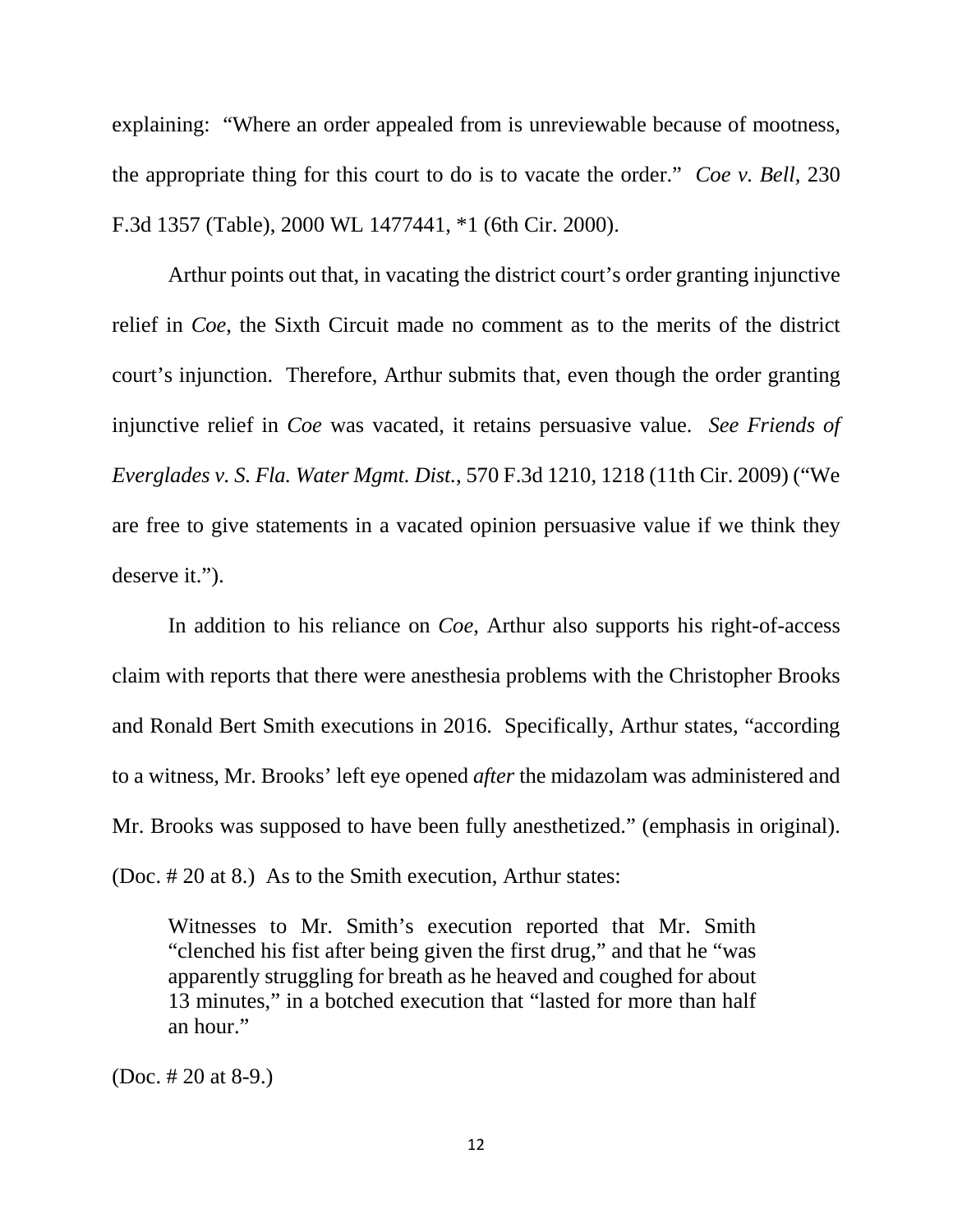explaining: "Where an order appealed from is unreviewable because of mootness, the appropriate thing for this court to do is to vacate the order." *Coe v. Bell*, 230 F.3d 1357 (Table), 2000 WL 1477441, *1 (6th Cir. 2000).

Arthur points out that, in vacating the district court's order granting injunctive relief in *Coe*, the Sixth Circuit made no comment as to the merits of the district court's injunction. Therefore, Arthur submits that, even though the order granting injunctive relief in *Coe* was vacated, it retains persuasive value. *See Friends of Everglades v. S. Fla. Water Mgmt. Dist.*, 570 F.3d 1210, 1218 (11th Cir. 2009) ("We are free to give statements in a vacated opinion persuasive value if we think they deserve it.").

In addition to his reliance on *Coe*, Arthur also supports his right-of-access claim with reports that there were anesthesia problems with the Christopher Brooks and Ronald Bert Smith executions in 2016. Specifically, Arthur states, "according to a witness, Mr. Brooks' left eye opened *after* the midazolam was administered and Mr. Brooks was supposed to have been fully anesthetized." (emphasis in original). (Doc. # 20 at 8.) As to the Smith execution, Arthur states:

> Witnesses to Mr. Smith's execution reported that Mr. Smith "clenched his fist after being given the first drug," and that he "was apparently struggling for breath as he heaved and coughed for about 13 minutes," in a botched execution that "lasted for more than half an hour."

(Doc. # 20 at 8-9.)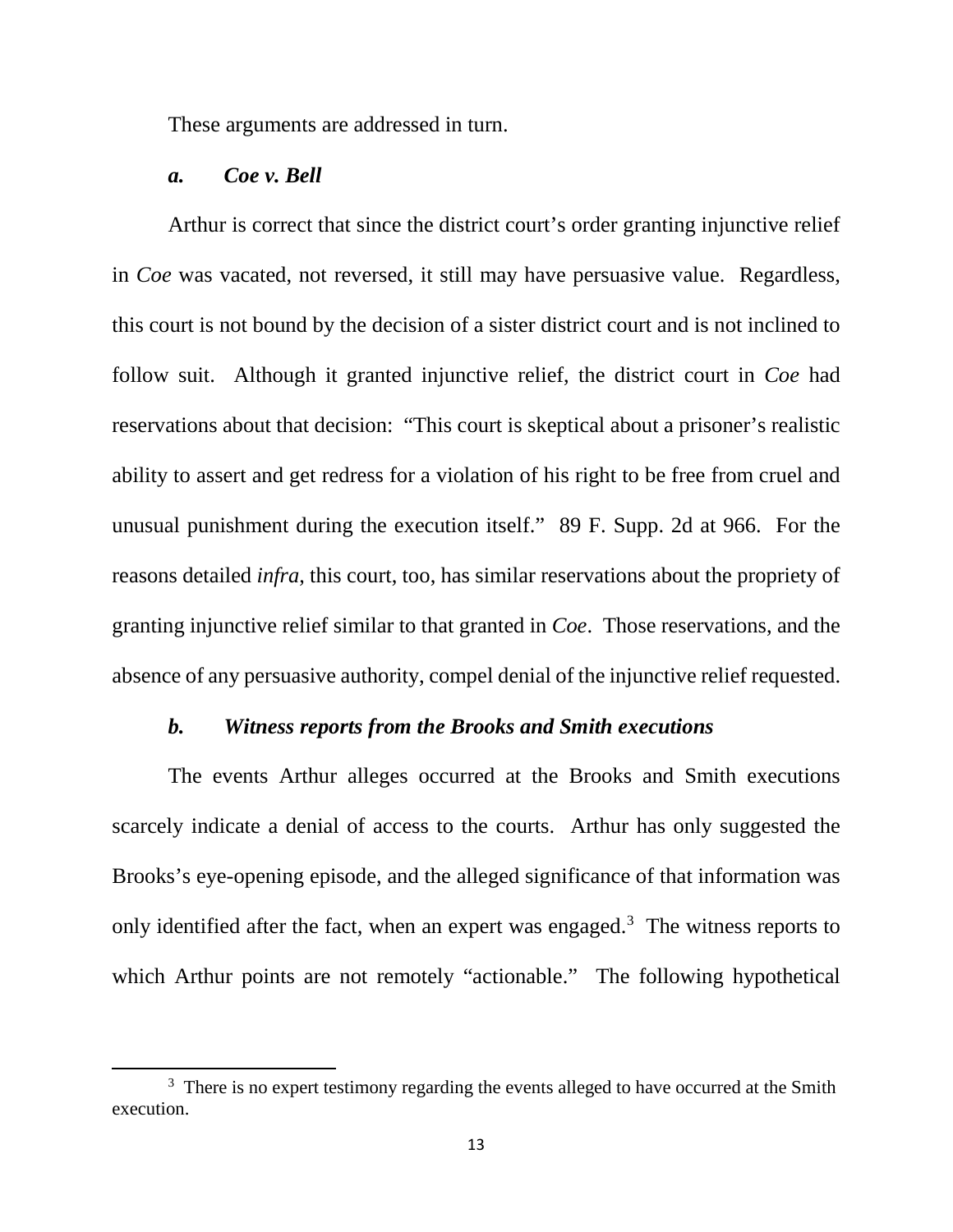These arguments are addressed in turn.

### *a. Coe v. Bell*

Arthur is correct that since the district court's order granting injunctive relief in *Coe* was vacated, not reversed, it still may have persuasive value. Regardless, this court is not bound by the decision of a sister district court and is not inclined to follow suit. Although it granted injunctive relief, the district court in *Coe* had reservations about that decision: "This court is skeptical about a prisoner's realistic ability to assert and get redress for a violation of his right to be free from cruel and unusual punishment during the execution itself." 89 F. Supp. 2d at 966. For the reasons detailed *infra*, this court, too, has similar reservations about the propriety of granting injunctive relief similar to that granted in *Coe*. Those reservations, and the absence of any persuasive authority, compel denial of the injunctive relief requested.

### *b. Witness reports from the Brooks and Smith executions*

The events Arthur alleges occurred at the Brooks and Smith executions scarcely indicate a denial of access to the courts. Arthur has only suggested the Brooks's eye-opening episode, and the alleged significance of that information was only identified after the fact, when an expert was engaged.[3] The witness reports to which Arthur points are not remotely "actionable." The following hypothetical

[3] There is no expert testimony regarding the events alleged to have occurred at the Smith execution.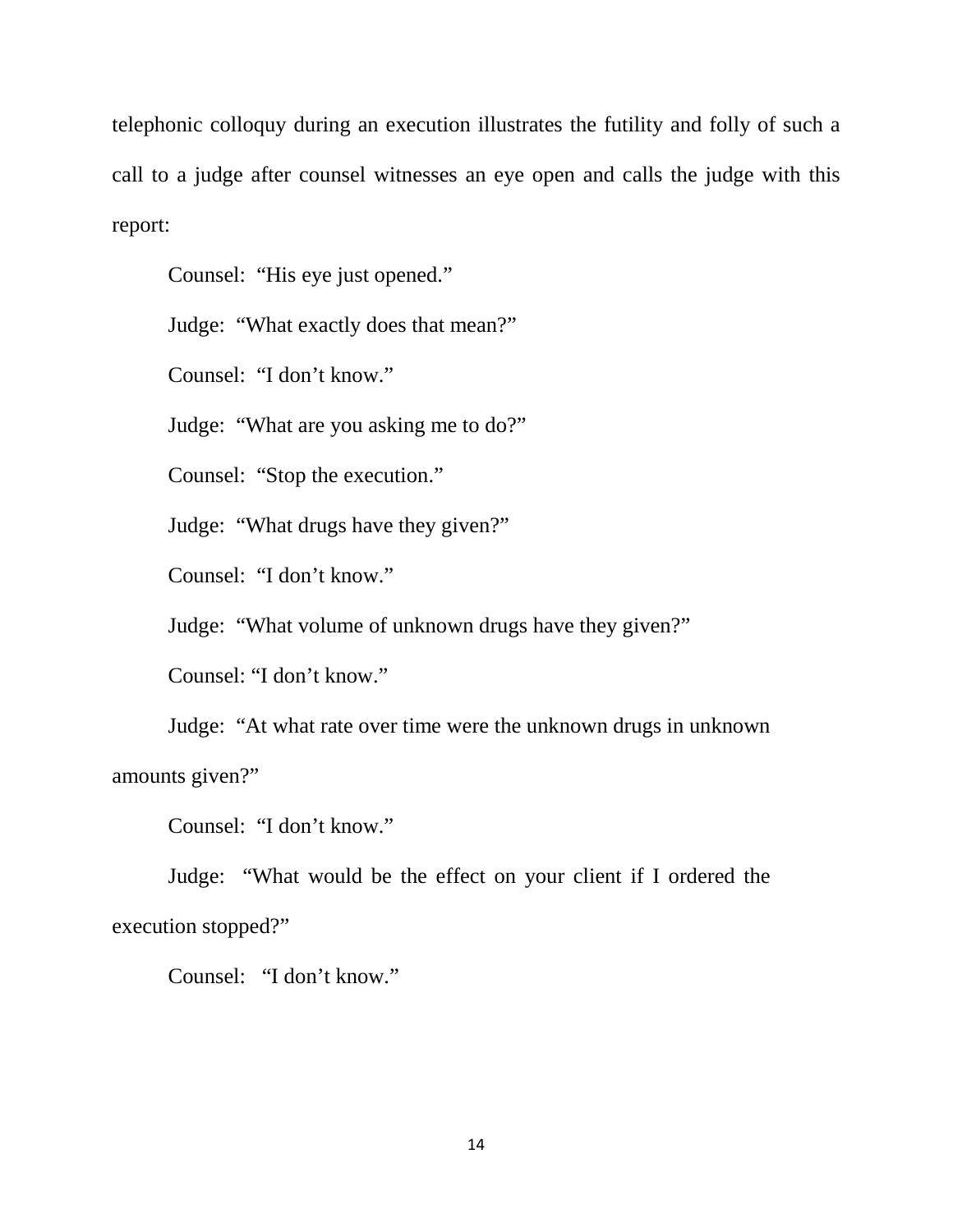telephonic colloquy during an execution illustrates the futility and folly of such a call to a judge after counsel witnesses an eye open and calls the judge with this report:

Counsel: "His eye just opened."

Judge: "What exactly does that mean?"

Counsel: "I don't know."

Judge: "What are you asking me to do?"

Counsel: "Stop the execution."

Judge: "What drugs have they given?"

Counsel: "I don't know."

Judge: "What volume of unknown drugs have they given?"

Counsel: "I don't know."

Judge: "At what rate over time were the unknown drugs in unknown amounts given?"

Counsel: "I don't know."

Judge: "What would be the effect on your client if I ordered the execution stopped?"

Counsel: "I don't know."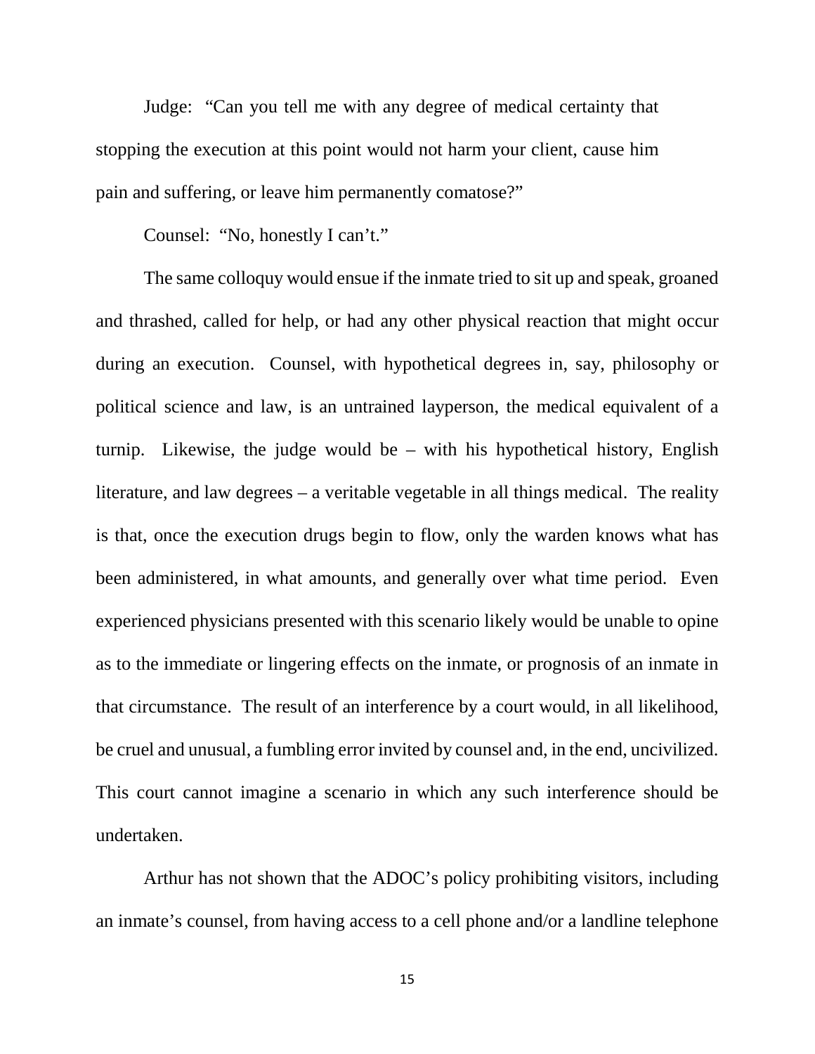Judge: "Can you tell me with any degree of medical certainty that stopping the execution at this point would not harm your client, cause him pain and suffering, or leave him permanently comatose?"

Counsel: "No, honestly I can't."

The same colloquy would ensue if the inmate tried to sit up and speak, groaned and thrashed, called for help, or had any other physical reaction that might occur during an execution. Counsel, with hypothetical degrees in, say, philosophy or political science and law, is an untrained layperson, the medical equivalent of a turnip. Likewise, the judge would be – with his hypothetical history, English literature, and law degrees – a veritable vegetable in all things medical. The reality is that, once the execution drugs begin to flow, only the warden knows what has been administered, in what amounts, and generally over what time period. Even experienced physicians presented with this scenario likely would be unable to opine as to the immediate or lingering effects on the inmate, or prognosis of an inmate in that circumstance. The result of an interference by a court would, in all likelihood, be cruel and unusual, a fumbling error invited by counsel and, in the end, uncivilized. This court cannot imagine a scenario in which any such interference should be undertaken.

Arthur has not shown that the ADOC's policy prohibiting visitors, including an inmate's counsel, from having access to a cell phone and/or a landline telephone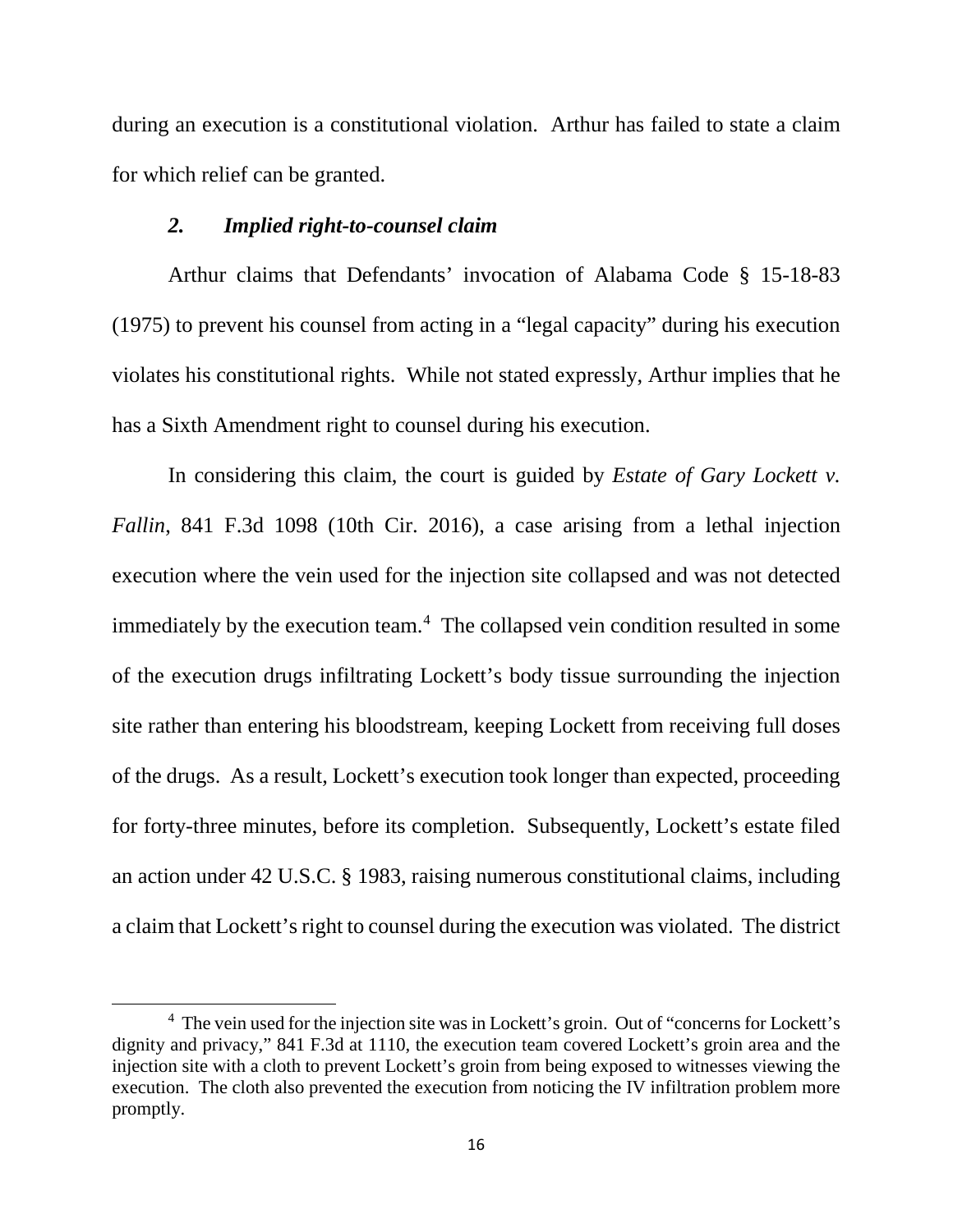during an execution is a constitutional violation. Arthur has failed to state a claim for which relief can be granted.

### *2. Implied right-to-counsel claim*

Arthur claims that Defendants' invocation of Alabama Code § 15-18-83 (1975) to prevent his counsel from acting in a "legal capacity" during his execution violates his constitutional rights. While not stated expressly, Arthur implies that he has a Sixth Amendment right to counsel during his execution.

In considering this claim, the court is guided by *Estate of Gary Lockett v. Fallin*, 841 F.3d 1098 (10th Cir. 2016), a case arising from a lethal injection execution where the vein used for the injection site collapsed and was not detected immediately by the execution team.[4] The collapsed vein condition resulted in some of the execution drugs infiltrating Lockett's body tissue surrounding the injection site rather than entering his bloodstream, keeping Lockett from receiving full doses of the drugs. As a result, Lockett's execution took longer than expected, proceeding for forty-three minutes, before its completion. Subsequently, Lockett's estate filed an action under 42 U.S.C. § 1983, raising numerous constitutional claims, including a claim that Lockett's right to counsel during the execution was violated. The district

---

[4] The vein used for the injection site was in Lockett's groin. Out of "concerns for Lockett's dignity and privacy," 841 F.3d at 1110, the execution team covered Lockett's groin area and the injection site with a cloth to prevent Lockett's groin from being exposed to witnesses viewing the execution. The cloth also prevented the execution from noticing the IV infiltration problem more promptly.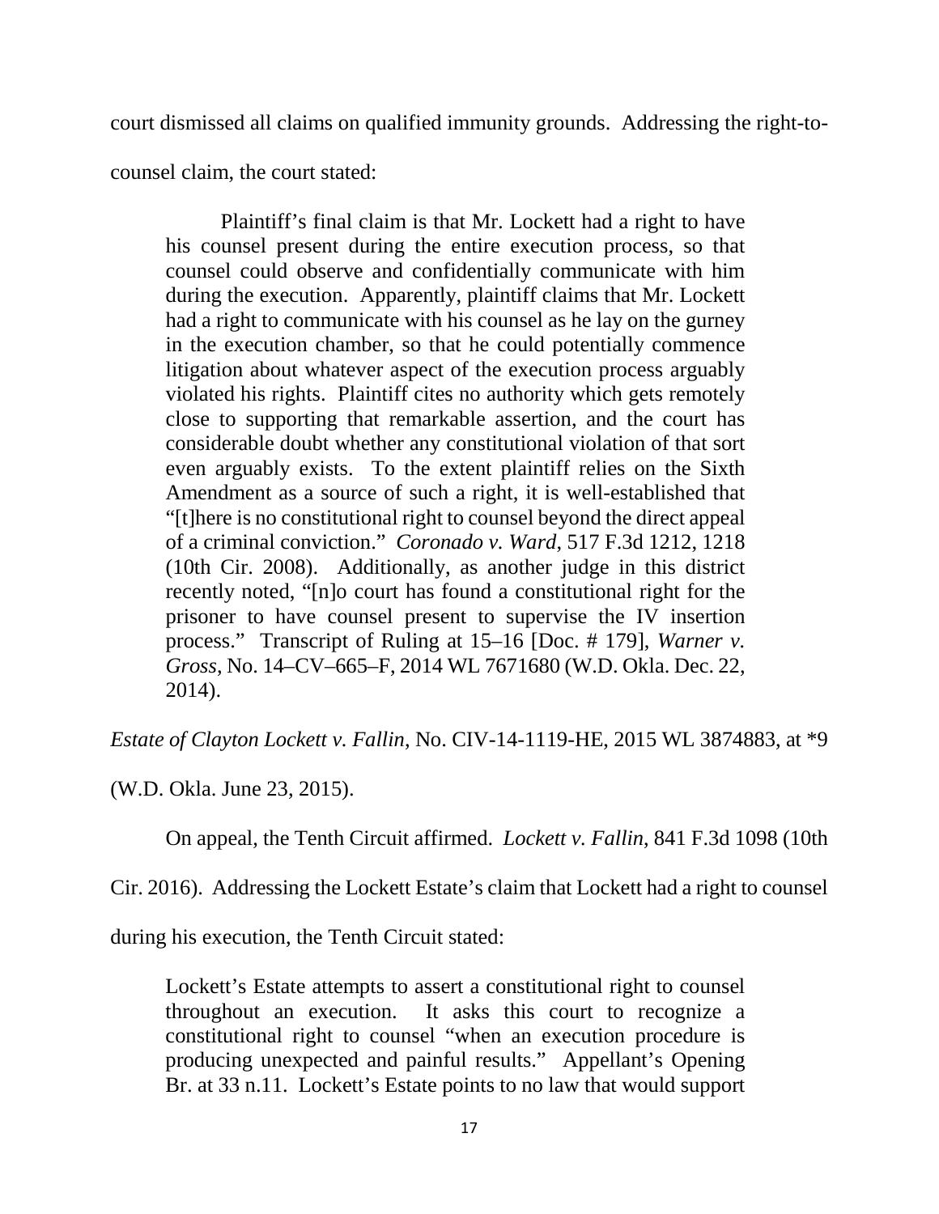court dismissed all claims on qualified immunity grounds. Addressing the right-to-counsel claim, the court stated:

> Plaintiff's final claim is that Mr. Lockett had a right to have his counsel present during the entire execution process, so that counsel could observe and confidentially communicate with him during the execution. Apparently, plaintiff claims that Mr. Lockett had a right to communicate with his counsel as he lay on the gurney in the execution chamber, so that he could potentially commence litigation about whatever aspect of the execution process arguably violated his rights. Plaintiff cites no authority which gets remotely close to supporting that remarkable assertion, and the court has considerable doubt whether any constitutional violation of that sort even arguably exists. To the extent plaintiff relies on the Sixth Amendment as a source of such a right, it is well-established that "[t]here is no constitutional right to counsel beyond the direct appeal of a criminal conviction." *Coronado v. Ward*, 517 F.3d 1212, 1218 (10th Cir. 2008). Additionally, as another judge in this district recently noted, "[n]o court has found a constitutional right for the prisoner to have counsel present to supervise the IV insertion process." Transcript of Ruling at 15–16 [Doc. # 179], *Warner v. Gross*, No. 14–CV–665–F, 2014 WL 7671680 (W.D. Okla. Dec. 22, 2014).

*Estate of Clayton Lockett v. Fallin*, No. CIV-14-1119-HE, 2015 WL 3874883, at *9 (W.D. Okla. June 23, 2015).

On appeal, the Tenth Circuit affirmed. *Lockett v. Fallin*, 841 F.3d 1098 (10th Cir. 2016). Addressing the Lockett Estate's claim that Lockett had a right to counsel during his execution, the Tenth Circuit stated:

> Lockett's Estate attempts to assert a constitutional right to counsel throughout an execution. It asks this court to recognize a constitutional right to counsel "when an execution procedure is producing unexpected and painful results." Appellant's Opening Br. at 33 n.11. Lockett's Estate points to no law that would support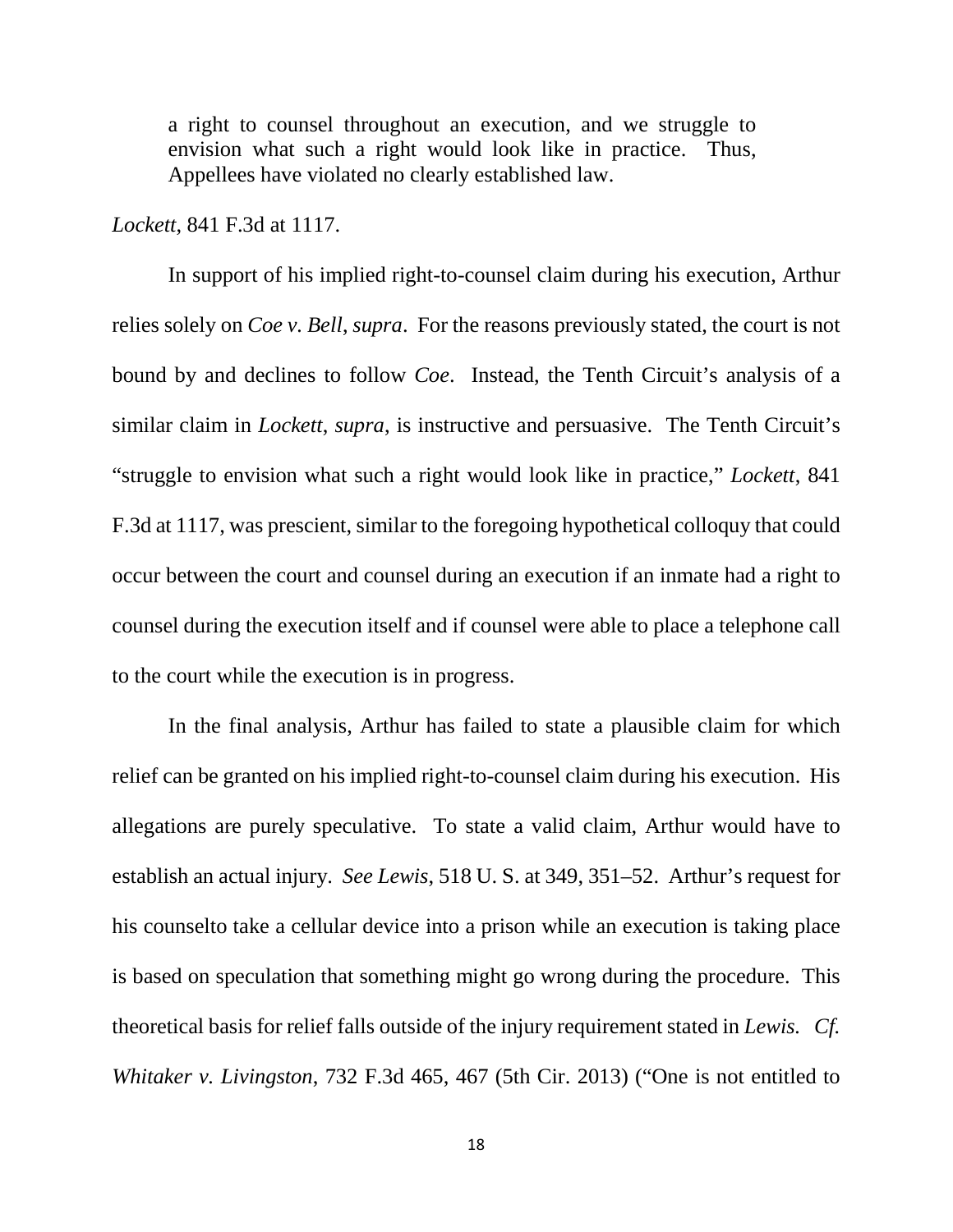> a right to counsel throughout an execution, and we struggle to envision what such a right would look like in practice. Thus, Appellees have violated no clearly established law.

*Lockett*, 841 F.3d at 1117.

In support of his implied right-to-counsel claim during his execution, Arthur relies solely on *Coe v. Bell*, *supra*. For the reasons previously stated, the court is not bound by and declines to follow *Coe*. Instead, the Tenth Circuit's analysis of a similar claim in *Lockett*, *supra*, is instructive and persuasive. The Tenth Circuit's "struggle to envision what such a right would look like in practice," *Lockett*, 841 F.3d at 1117, was prescient, similar to the foregoing hypothetical colloquy that could occur between the court and counsel during an execution if an inmate had a right to counsel during the execution itself and if counsel were able to place a telephone call to the court while the execution is in progress.

In the final analysis, Arthur has failed to state a plausible claim for which relief can be granted on his implied right-to-counsel claim during his execution. His allegations are purely speculative. To state a valid claim, Arthur would have to establish an actual injury. *See Lewis*, 518 U. S. at 349, 351–52. Arthur's request for his counselto take a cellular device into a prison while an execution is taking place is based on speculation that something might go wrong during the procedure. This theoretical basis for relief falls outside of the injury requirement stated in *Lewis*. *Cf. Whitaker v. Livingston*, 732 F.3d 465, 467 (5th Cir. 2013) ("One is not entitled to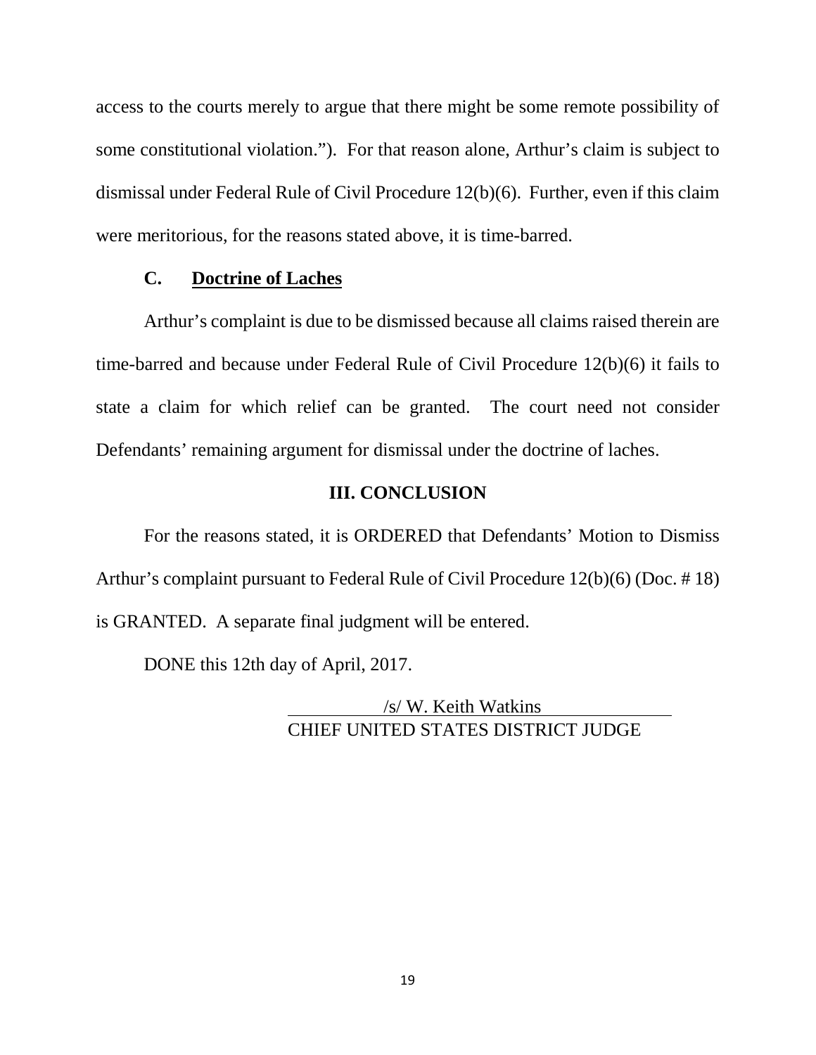access to the courts merely to argue that there might be some remote possibility of some constitutional violation."). For that reason alone, Arthur's claim is subject to dismissal under Federal Rule of Civil Procedure 12(b)(6). Further, even if this claim were meritorious, for the reasons stated above, it is time-barred.

### C. Doctrine of Laches

Arthur's complaint is due to be dismissed because all claims raised therein are time-barred and because under Federal Rule of Civil Procedure 12(b)(6) it fails to state a claim for which relief can be granted. The court need not consider Defendants' remaining argument for dismissal under the doctrine of laches.

## III. CONCLUSION

For the reasons stated, it is ORDERED that Defendants' Motion to Dismiss Arthur's complaint pursuant to Federal Rule of Civil Procedure 12(b)(6) (Doc. # 18) is GRANTED. A separate final judgment will be entered.

DONE this 12th day of April, 2017.

/s/ W. Keith Watkins
CHIEF UNITED STATES DISTRICT JUDGE